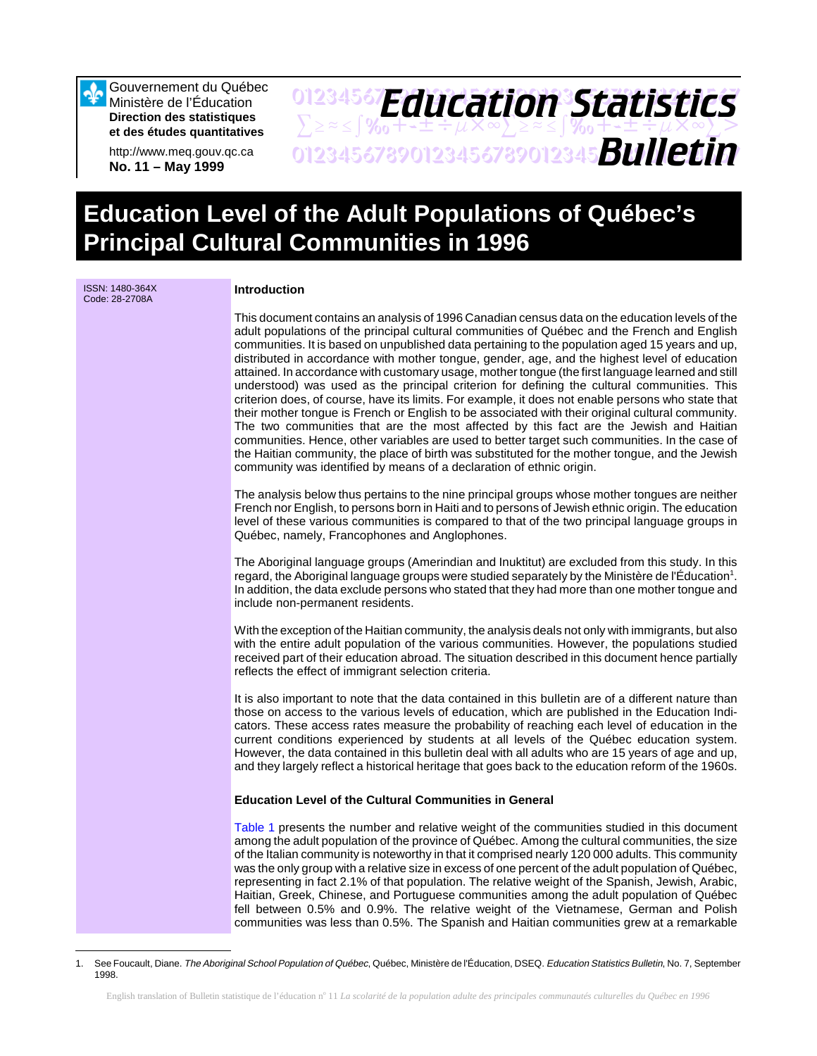Gouvernement du Québec
Ministère de l'Éducation
**Direction des statistiques et des études quantitatives**

http://www.meq.gouv.qc.ca
**No. 11 – May 1999**

# Education Statistics Bulletin

# Education Level of the Adult Populations of Québec's Principal Cultural Communities in 1996

ISSN: 1480-364X
Code: 28-2708A

### Introduction

This document contains an analysis of 1996 Canadian census data on the education levels of the adult populations of the principal cultural communities of Québec and the French and English communities. It is based on unpublished data pertaining to the population aged 15 years and up, distributed in accordance with mother tongue, gender, age, and the highest level of education attained. In accordance with customary usage, mother tongue (the first language learned and still understood) was used as the principal criterion for defining the cultural communities. This criterion does, of course, have its limits. For example, it does not enable persons who state that their mother tongue is French or English to be associated with their original cultural community. The two communities that are the most affected by this fact are the Jewish and Haitian communities. Hence, other variables are used to better target such communities. In the case of the Haitian community, the place of birth was substituted for the mother tongue, and the Jewish community was identified by means of a declaration of ethnic origin.

The analysis below thus pertains to the nine principal groups whose mother tongues are neither French nor English, to persons born in Haiti and to persons of Jewish ethnic origin. The education level of these various communities is compared to that of the two principal language groups in Québec, namely, Francophones and Anglophones.

The Aboriginal language groups (Amerindian and Inuktitut) are excluded from this study. In this regard, the Aboriginal language groups were studied separately by the Ministère de l'Éducation[1]. In addition, the data exclude persons who stated that they had more than one mother tongue and include non-permanent residents.

With the exception of the Haitian community, the analysis deals not only with immigrants, but also with the entire adult population of the various communities. However, the populations studied received part of their education abroad. The situation described in this document hence partially reflects the effect of immigrant selection criteria.

It is also important to note that the data contained in this bulletin are of a different nature than those on access to the various levels of education, which are published in the Education Indicators. These access rates measure the probability of reaching each level of education in the current conditions experienced by students at all levels of the Québec education system. However, the data contained in this bulletin deal with all adults who are 15 years of age and up, and they largely reflect a historical heritage that goes back to the education reform of the 1960s.

### Education Level of the Cultural Communities in General

Table 1 presents the number and relative weight of the communities studied in this document among the adult population of the province of Québec. Among the cultural communities, the size of the Italian community is noteworthy in that it comprised nearly 120 000 adults. This community was the only group with a relative size in excess of one percent of the adult population of Québec, representing in fact 2.1% of that population. The relative weight of the Spanish, Jewish, Arabic, Haitian, Greek, Chinese, and Portuguese communities among the adult population of Québec fell between 0.5% and 0.9%. The relative weight of the Vietnamese, German and Polish communities was less than 0.5%. The Spanish and Haitian communities grew at a remarkable

1. See Foucault, Diane. *The Aboriginal School Population of Québec*, Québec, Ministère de l'Éducation, DSEQ. *Education Statistics Bulletin*, No. 7, September 1998.

English translation of Bulletin statistique de l'éducation n° 11 *La scolarité de la population adulte des principales communautés culturelles du Québec en 1996*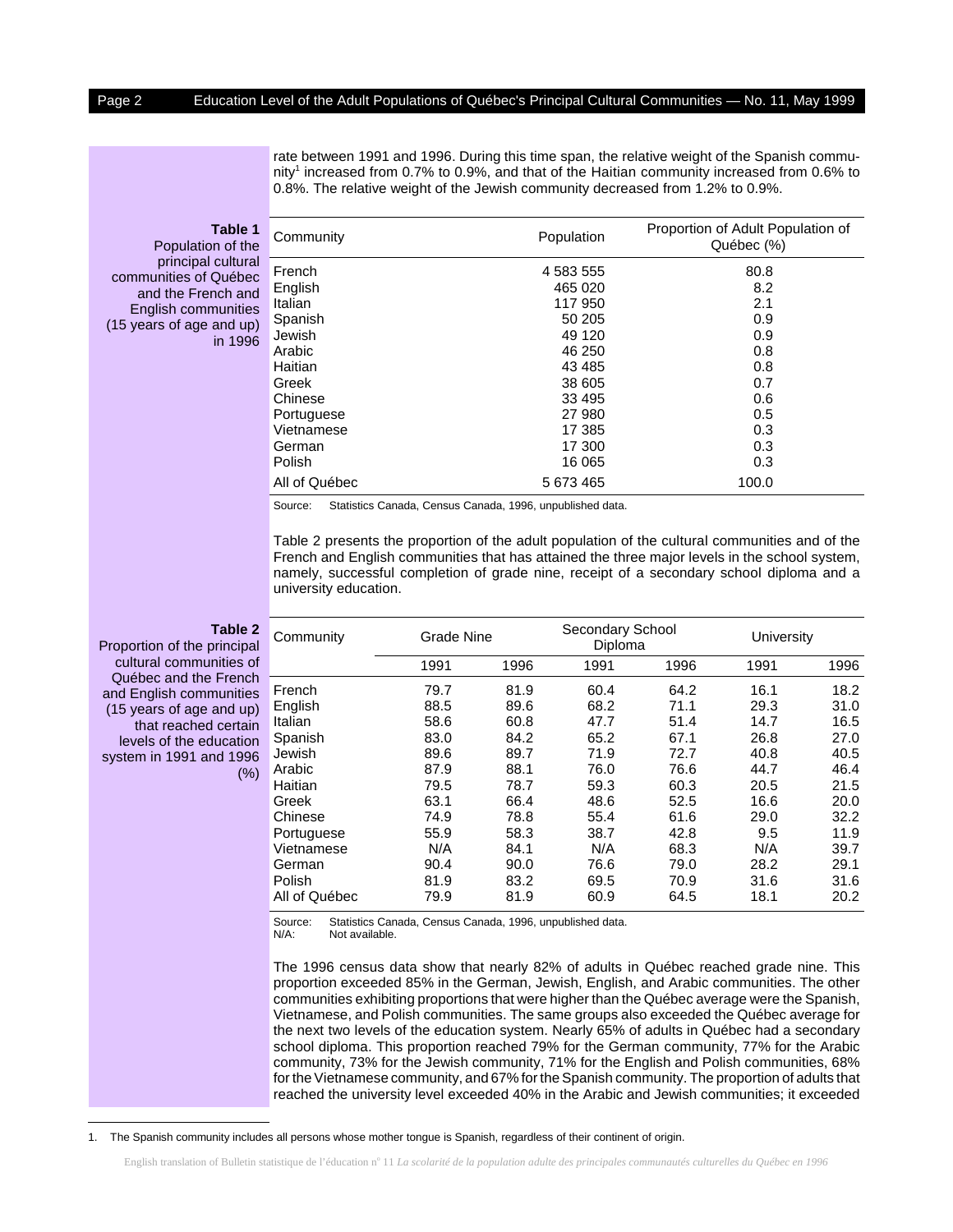rate between 1991 and 1996. During this time span, the relative weight of the Spanish community[1] increased from 0.7% to 0.9%, and that of the Haitian community increased from 0.6% to 0.8%. The relative weight of the Jewish community decreased from 1.2% to 0.9%.

**Table 1**
Population of the principal cultural communities of Québec and the French and English communities (15 years of age and up) in 1996

| Community | Population | Proportion of Adult Population of Québec (%) |
|---|---|---|
| French | 4 583 555 | 80.8 |
| English | 465 020 | 8.2 |
| Italian | 117 950 | 2.1 |
| Spanish | 50 205 | 0.9 |
| Jewish | 49 120 | 0.9 |
| Arabic | 46 250 | 0.8 |
| Haitian | 43 485 | 0.8 |
| Greek | 38 605 | 0.7 |
| Chinese | 33 495 | 0.6 |
| Portuguese | 27 980 | 0.5 |
| Vietnamese | 17 385 | 0.3 |
| German | 17 300 | 0.3 |
| Polish | 16 065 | 0.3 |
| All of Québec | 5 673 465 | 100.0 |

Source: Statistics Canada, Census Canada, 1996, unpublished data.

Table 2 presents the proportion of the adult population of the cultural communities and of the French and English communities that has attained the three major levels in the school system, namely, successful completion of grade nine, receipt of a secondary school diploma and a university education.

**Table 2**
Proportion of the principal cultural communities of Québec and the French and English communities (15 years of age and up) that reached certain levels of the education system in 1991 and 1996 (%)

| Community | Grade Nine | | Secondary School Diploma | | University | |
|---|---|---|---|---|---|---|
| | 1991 | 1996 | 1991 | 1996 | 1991 | 1996 |
| French | 79.7 | 81.9 | 60.4 | 64.2 | 16.1 | 18.2 |
| English | 88.5 | 89.6 | 68.2 | 71.1 | 29.3 | 31.0 |
| Italian | 58.6 | 60.8 | 47.7 | 51.4 | 14.7 | 16.5 |
| Spanish | 83.0 | 84.2 | 65.2 | 67.1 | 26.8 | 27.0 |
| Jewish | 89.6 | 89.7 | 71.9 | 72.7 | 40.8 | 40.5 |
| Arabic | 87.9 | 88.1 | 76.0 | 76.6 | 44.7 | 46.4 |
| Haitian | 79.5 | 78.7 | 59.3 | 60.3 | 20.5 | 21.5 |
| Greek | 63.1 | 66.4 | 48.6 | 52.5 | 16.6 | 20.0 |
| Chinese | 74.9 | 78.8 | 55.4 | 61.6 | 29.0 | 32.2 |
| Portuguese | 55.9 | 58.3 | 38.7 | 42.8 | 9.5 | 11.9 |
| Vietnamese | N/A | 84.1 | N/A | 68.3 | N/A | 39.7 |
| German | 90.4 | 90.0 | 76.6 | 79.0 | 28.2 | 29.1 |
| Polish | 81.9 | 83.2 | 69.5 | 70.9 | 31.6 | 31.6 |
| All of Québec | 79.9 | 81.9 | 60.9 | 64.5 | 18.1 | 20.2 |

Source: Statistics Canada, Census Canada, 1996, unpublished data.
N/A: Not available.

The 1996 census data show that nearly 82% of adults in Québec reached grade nine. This proportion exceeded 85% in the German, Jewish, English, and Arabic communities. The other communities exhibiting proportions that were higher than the Québec average were the Spanish, Vietnamese, and Polish communities. The same groups also exceeded the Québec average for the next two levels of the education system. Nearly 65% of adults in Québec had a secondary school diploma. This proportion reached 79% for the German community, 77% for the Arabic community, 73% for the Jewish community, 71% for the English and Polish communities, 68% for the Vietnamese community, and 67% for the Spanish community. The proportion of adults that reached the university level exceeded 40% in the Arabic and Jewish communities; it exceeded

1. The Spanish community includes all persons whose mother tongue is Spanish, regardless of their continent of origin.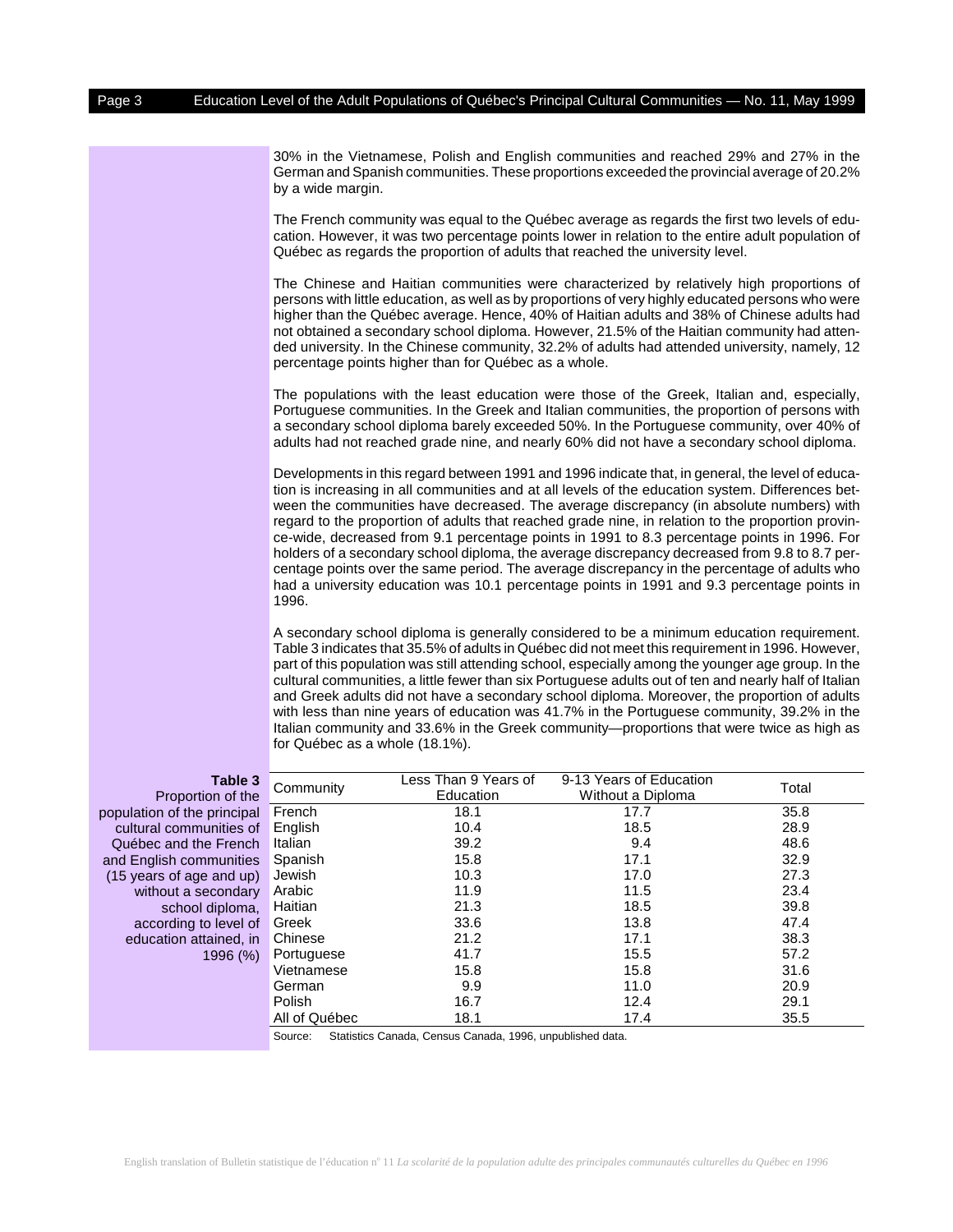30% in the Vietnamese, Polish and English communities and reached 29% and 27% in the German and Spanish communities. These proportions exceeded the provincial average of 20.2% by a wide margin.

The French community was equal to the Québec average as regards the first two levels of education. However, it was two percentage points lower in relation to the entire adult population of Québec as regards the proportion of adults that reached the university level.

The Chinese and Haitian communities were characterized by relatively high proportions of persons with little education, as well as by proportions of very highly educated persons who were higher than the Québec average. Hence, 40% of Haitian adults and 38% of Chinese adults had not obtained a secondary school diploma. However, 21.5% of the Haitian community had attended university. In the Chinese community, 32.2% of adults had attended university, namely, 12 percentage points higher than for Québec as a whole.

The populations with the least education were those of the Greek, Italian and, especially, Portuguese communities. In the Greek and Italian communities, the proportion of persons with a secondary school diploma barely exceeded 50%. In the Portuguese community, over 40% of adults had not reached grade nine, and nearly 60% did not have a secondary school diploma.

Developments in this regard between 1991 and 1996 indicate that, in general, the level of education is increasing in all communities and at all levels of the education system. Differences between the communities have decreased. The average discrepancy (in absolute numbers) with regard to the proportion of adults that reached grade nine, in relation to the proportion province-wide, decreased from 9.1 percentage points in 1991 to 8.3 percentage points in 1996. For holders of a secondary school diploma, the average discrepancy decreased from 9.8 to 8.7 percentage points over the same period. The average discrepancy in the percentage of adults who had a university education was 10.1 percentage points in 1991 and 9.3 percentage points in 1996.

A secondary school diploma is generally considered to be a minimum education requirement. Table 3 indicates that 35.5% of adults in Québec did not meet this requirement in 1996. However, part of this population was still attending school, especially among the younger age group. In the cultural communities, a little fewer than six Portuguese adults out of ten and nearly half of Italian and Greek adults did not have a secondary school diploma. Moreover, the proportion of adults with less than nine years of education was 41.7% in the Portuguese community, 39.2% in the Italian community and 33.6% in the Greek community—proportions that were twice as high as for Québec as a whole (18.1%).

**Table 3**
Proportion of the population of the principal cultural communities of Québec and the French and English communities (15 years of age and up) without a secondary school diploma, according to level of education attained, in 1996 (%)

| Community | Less Than 9 Years of Education | 9-13 Years of Education Without a Diploma | Total |
|---|---|---|---|
| French | 18.1 | 17.7 | 35.8 |
| English | 10.4 | 18.5 | 28.9 |
| Italian | 39.2 | 9.4 | 48.6 |
| Spanish | 15.8 | 17.1 | 32.9 |
| Jewish | 10.3 | 17.0 | 27.3 |
| Arabic | 11.9 | 11.5 | 23.4 |
| Haitian | 21.3 | 18.5 | 39.8 |
| Greek | 33.6 | 13.8 | 47.4 |
| Chinese | 21.2 | 17.1 | 38.3 |
| Portuguese | 41.7 | 15.5 | 57.2 |
| Vietnamese | 15.8 | 15.8 | 31.6 |
| German | 9.9 | 11.0 | 20.9 |
| Polish | 16.7 | 12.4 | 29.1 |
| All of Québec | 18.1 | 17.4 | 35.5 |

Source: Statistics Canada, Census Canada, 1996, unpublished data.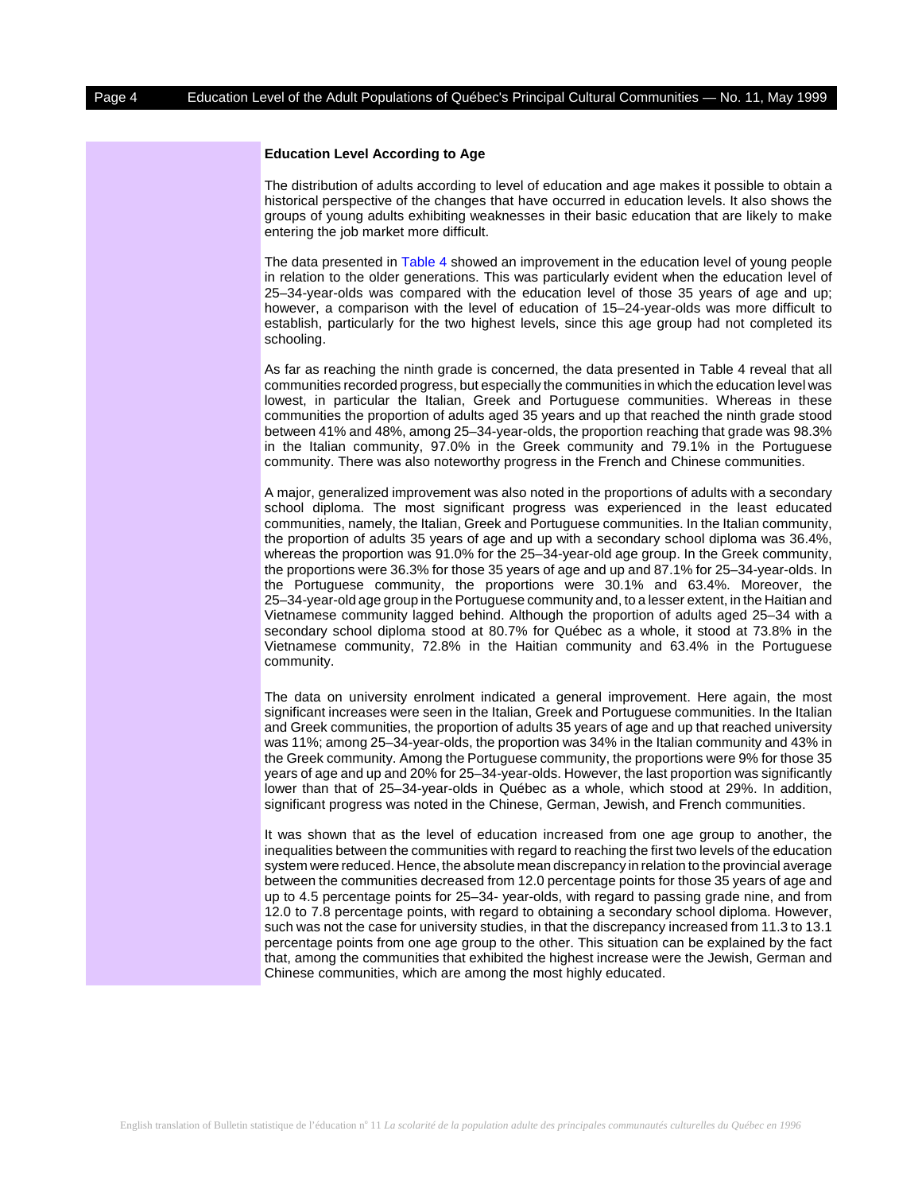**Education Level According to Age**

The distribution of adults according to level of education and age makes it possible to obtain a historical perspective of the changes that have occurred in education levels. It also shows the groups of young adults exhibiting weaknesses in their basic education that are likely to make entering the job market more difficult.

The data presented in Table 4 showed an improvement in the education level of young people in relation to the older generations. This was particularly evident when the education level of 25–34-year-olds was compared with the education level of those 35 years of age and up; however, a comparison with the level of education of 15–24-year-olds was more difficult to establish, particularly for the two highest levels, since this age group had not completed its schooling.

As far as reaching the ninth grade is concerned, the data presented in Table 4 reveal that all communities recorded progress, but especially the communities in which the education level was lowest, in particular the Italian, Greek and Portuguese communities. Whereas in these communities the proportion of adults aged 35 years and up that reached the ninth grade stood between 41% and 48%, among 25–34-year-olds, the proportion reaching that grade was 98.3% in the Italian community, 97.0% in the Greek community and 79.1% in the Portuguese community. There was also noteworthy progress in the French and Chinese communities.

A major, generalized improvement was also noted in the proportions of adults with a secondary school diploma. The most significant progress was experienced in the least educated communities, namely, the Italian, Greek and Portuguese communities. In the Italian community, the proportion of adults 35 years of age and up with a secondary school diploma was 36.4%, whereas the proportion was 91.0% for the 25–34-year-old age group. In the Greek community, the proportions were 36.3% for those 35 years of age and up and 87.1% for 25–34-year-olds. In the Portuguese community, the proportions were 30.1% and 63.4%. Moreover, the 25–34-year-old age group in the Portuguese community and, to a lesser extent, in the Haitian and Vietnamese community lagged behind. Although the proportion of adults aged 25–34 with a secondary school diploma stood at 80.7% for Québec as a whole, it stood at 73.8% in the Vietnamese community, 72.8% in the Haitian community and 63.4% in the Portuguese community.

The data on university enrolment indicated a general improvement. Here again, the most significant increases were seen in the Italian, Greek and Portuguese communities. In the Italian and Greek communities, the proportion of adults 35 years of age and up that reached university was 11%; among 25–34-year-olds, the proportion was 34% in the Italian community and 43% in the Greek community. Among the Portuguese community, the proportions were 9% for those 35 years of age and up and 20% for 25–34-year-olds. However, the last proportion was significantly lower than that of 25–34-year-olds in Québec as a whole, which stood at 29%. In addition, significant progress was noted in the Chinese, German, Jewish, and French communities.

It was shown that as the level of education increased from one age group to another, the inequalities between the communities with regard to reaching the first two levels of the education system were reduced. Hence, the absolute mean discrepancy in relation to the provincial average between the communities decreased from 12.0 percentage points for those 35 years of age and up to 4.5 percentage points for 25–34- year-olds, with regard to passing grade nine, and from 12.0 to 7.8 percentage points, with regard to obtaining a secondary school diploma. However, such was not the case for university studies, in that the discrepancy increased from 11.3 to 13.1 percentage points from one age group to the other. This situation can be explained by the fact that, among the communities that exhibited the highest increase were the Jewish, German and Chinese communities, which are among the most highly educated.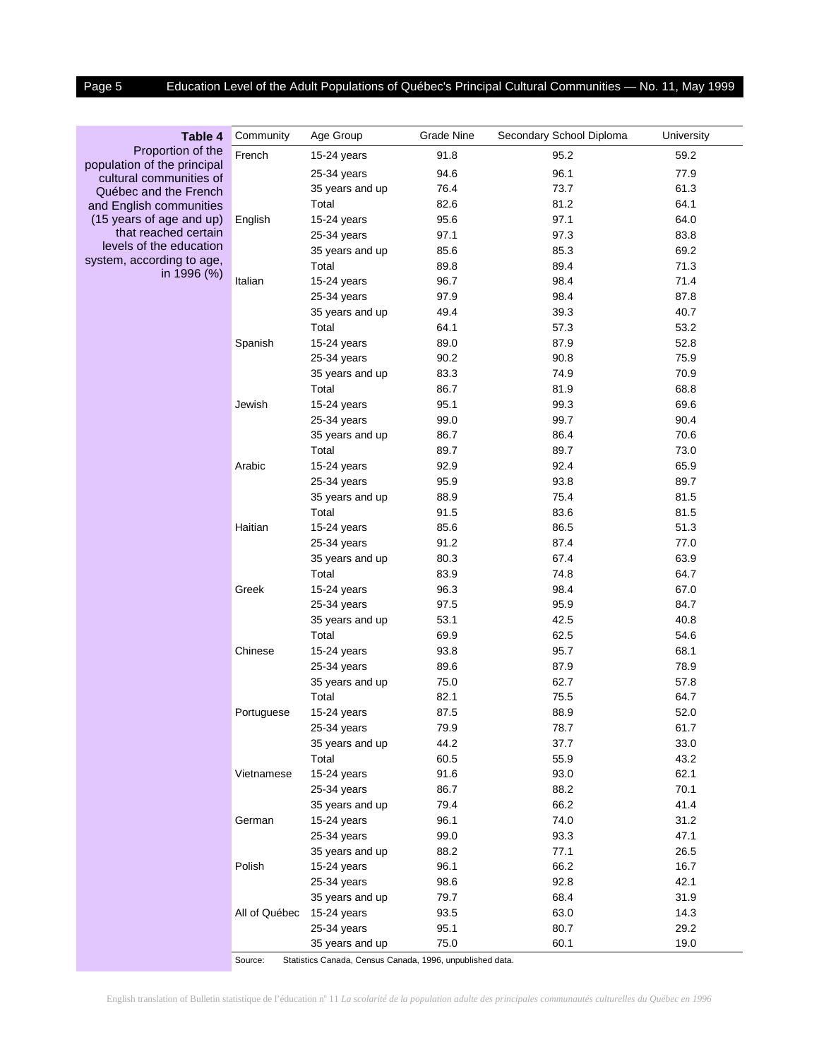**Table 4**
Proportion of the population of the principal cultural communities of Québec and the French and English communities (15 years of age and up) that reached certain levels of the education system, according to age, in 1996 (%)

| Community | Age Group | Grade Nine | Secondary School Diploma | University |
|---|---|---|---|---|
| French | 15-24 years | 91.8 | 95.2 | 59.2 |
| | 25-34 years | 94.6 | 96.1 | 77.9 |
| | 35 years and up | 76.4 | 73.7 | 61.3 |
| | Total | 82.6 | 81.2 | 64.1 |
| English | 15-24 years | 95.6 | 97.1 | 64.0 |
| | 25-34 years | 97.1 | 97.3 | 83.8 |
| | 35 years and up | 85.6 | 85.3 | 69.2 |
| | Total | 89.8 | 89.4 | 71.3 |
| Italian | 15-24 years | 96.7 | 98.4 | 71.4 |
| | 25-34 years | 97.9 | 98.4 | 87.8 |
| | 35 years and up | 49.4 | 39.3 | 40.7 |
| | Total | 64.1 | 57.3 | 53.2 |
| Spanish | 15-24 years | 89.0 | 87.9 | 52.8 |
| | 25-34 years | 90.2 | 90.8 | 75.9 |
| | 35 years and up | 83.3 | 74.9 | 70.9 |
| | Total | 86.7 | 81.9 | 68.8 |
| Jewish | 15-24 years | 95.1 | 99.3 | 69.6 |
| | 25-34 years | 99.0 | 99.7 | 90.4 |
| | 35 years and up | 86.7 | 86.4 | 70.6 |
| | Total | 89.7 | 89.7 | 73.0 |
| Arabic | 15-24 years | 92.9 | 92.4 | 65.9 |
| | 25-34 years | 95.9 | 93.8 | 89.7 |
| | 35 years and up | 88.9 | 75.4 | 81.5 |
| | Total | 91.5 | 83.6 | 81.5 |
| Haitian | 15-24 years | 85.6 | 86.5 | 51.3 |
| | 25-34 years | 91.2 | 87.4 | 77.0 |
| | 35 years and up | 80.3 | 67.4 | 63.9 |
| | Total | 83.9 | 74.8 | 64.7 |
| Greek | 15-24 years | 96.3 | 98.4 | 67.0 |
| | 25-34 years | 97.5 | 95.9 | 84.7 |
| | 35 years and up | 53.1 | 42.5 | 40.8 |
| | Total | 69.9 | 62.5 | 54.6 |
| Chinese | 15-24 years | 93.8 | 95.7 | 68.1 |
| | 25-34 years | 89.6 | 87.9 | 78.9 |
| | 35 years and up | 75.0 | 62.7 | 57.8 |
| | Total | 82.1 | 75.5 | 64.7 |
| Portuguese | 15-24 years | 87.5 | 88.9 | 52.0 |
| | 25-34 years | 79.9 | 78.7 | 61.7 |
| | 35 years and up | 44.2 | 37.7 | 33.0 |
| | Total | 60.5 | 55.9 | 43.2 |
| Vietnamese | 15-24 years | 91.6 | 93.0 | 62.1 |
| | 25-34 years | 86.7 | 88.2 | 70.1 |
| | 35 years and up | 79.4 | 66.2 | 41.4 |
| German | 15-24 years | 96.1 | 74.0 | 31.2 |
| | 25-34 years | 99.0 | 93.3 | 47.1 |
| | 35 years and up | 88.2 | 77.1 | 26.5 |
| Polish | 15-24 years | 96.1 | 66.2 | 16.7 |
| | 25-34 years | 98.6 | 92.8 | 42.1 |
| | 35 years and up | 79.7 | 68.4 | 31.9 |
| All of Québec | 15-24 years | 93.5 | 63.0 | 14.3 |
| | 25-34 years | 95.1 | 80.7 | 29.2 |
| | 35 years and up | 75.0 | 60.1 | 19.0 |

Source: Statistics Canada, Census Canada, 1996, unpublished data.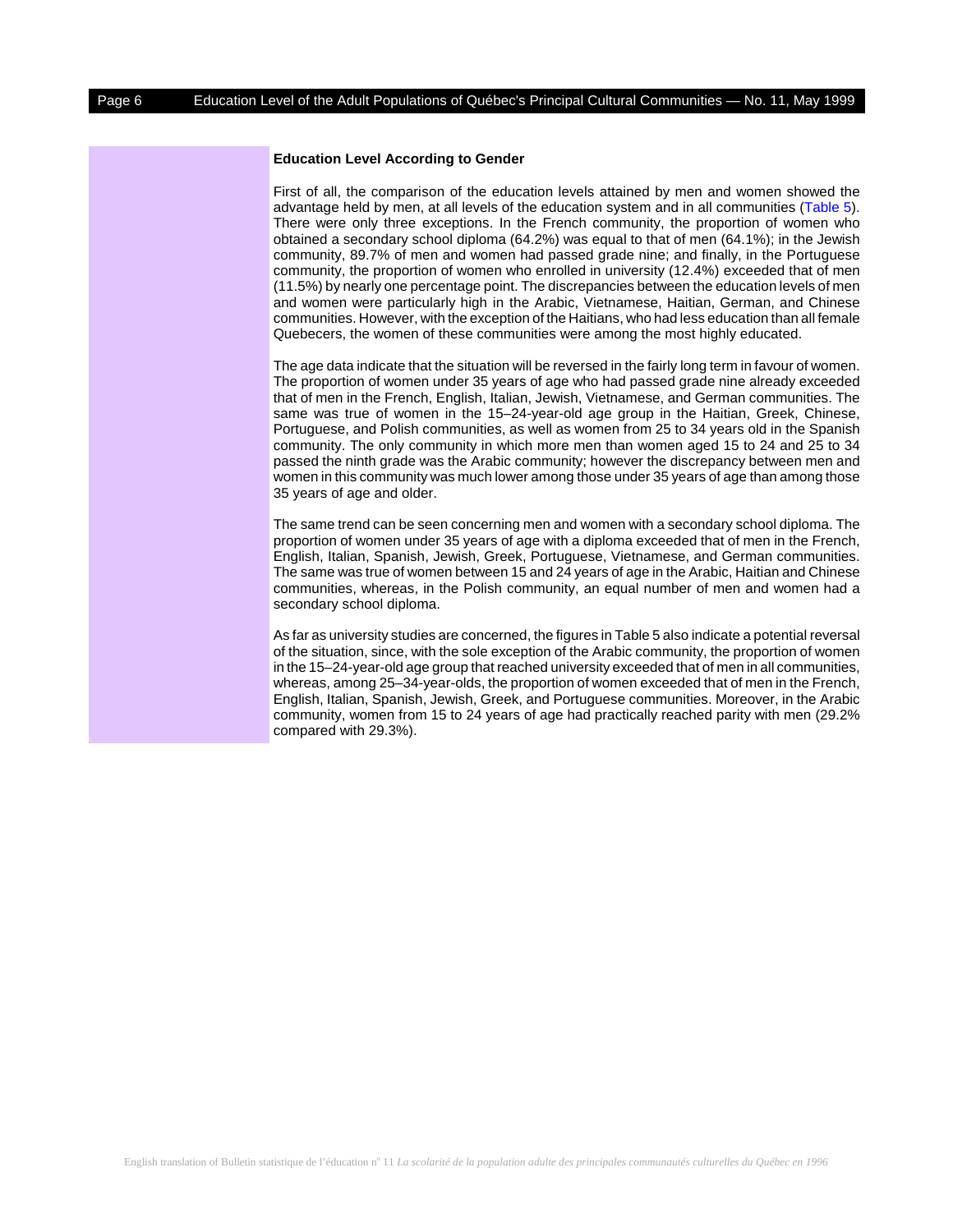### Education Level According to Gender

First of all, the comparison of the education levels attained by men and women showed the advantage held by men, at all levels of the education system and in all communities (Table 5). There were only three exceptions. In the French community, the proportion of women who obtained a secondary school diploma (64.2%) was equal to that of men (64.1%); in the Jewish community, 89.7% of men and women had passed grade nine; and finally, in the Portuguese community, the proportion of women who enrolled in university (12.4%) exceeded that of men (11.5%) by nearly one percentage point. The discrepancies between the education levels of men and women were particularly high in the Arabic, Vietnamese, Haitian, German, and Chinese communities. However, with the exception of the Haitians, who had less education than all female Quebecers, the women of these communities were among the most highly educated.

The age data indicate that the situation will be reversed in the fairly long term in favour of women. The proportion of women under 35 years of age who had passed grade nine already exceeded that of men in the French, English, Italian, Jewish, Vietnamese, and German communities. The same was true of women in the 15–24-year-old age group in the Haitian, Greek, Chinese, Portuguese, and Polish communities, as well as women from 25 to 34 years old in the Spanish community. The only community in which more men than women aged 15 to 24 and 25 to 34 passed the ninth grade was the Arabic community; however the discrepancy between men and women in this community was much lower among those under 35 years of age than among those 35 years of age and older.

The same trend can be seen concerning men and women with a secondary school diploma. The proportion of women under 35 years of age with a diploma exceeded that of men in the French, English, Italian, Spanish, Jewish, Greek, Portuguese, Vietnamese, and German communities. The same was true of women between 15 and 24 years of age in the Arabic, Haitian and Chinese communities, whereas, in the Polish community, an equal number of men and women had a secondary school diploma.

As far as university studies are concerned, the figures in Table 5 also indicate a potential reversal of the situation, since, with the sole exception of the Arabic community, the proportion of women in the 15–24-year-old age group that reached university exceeded that of men in all communities, whereas, among 25–34-year-olds, the proportion of women exceeded that of men in the French, English, Italian, Spanish, Jewish, Greek, and Portuguese communities. Moreover, in the Arabic community, women from 15 to 24 years of age had practically reached parity with men (29.2% compared with 29.3%).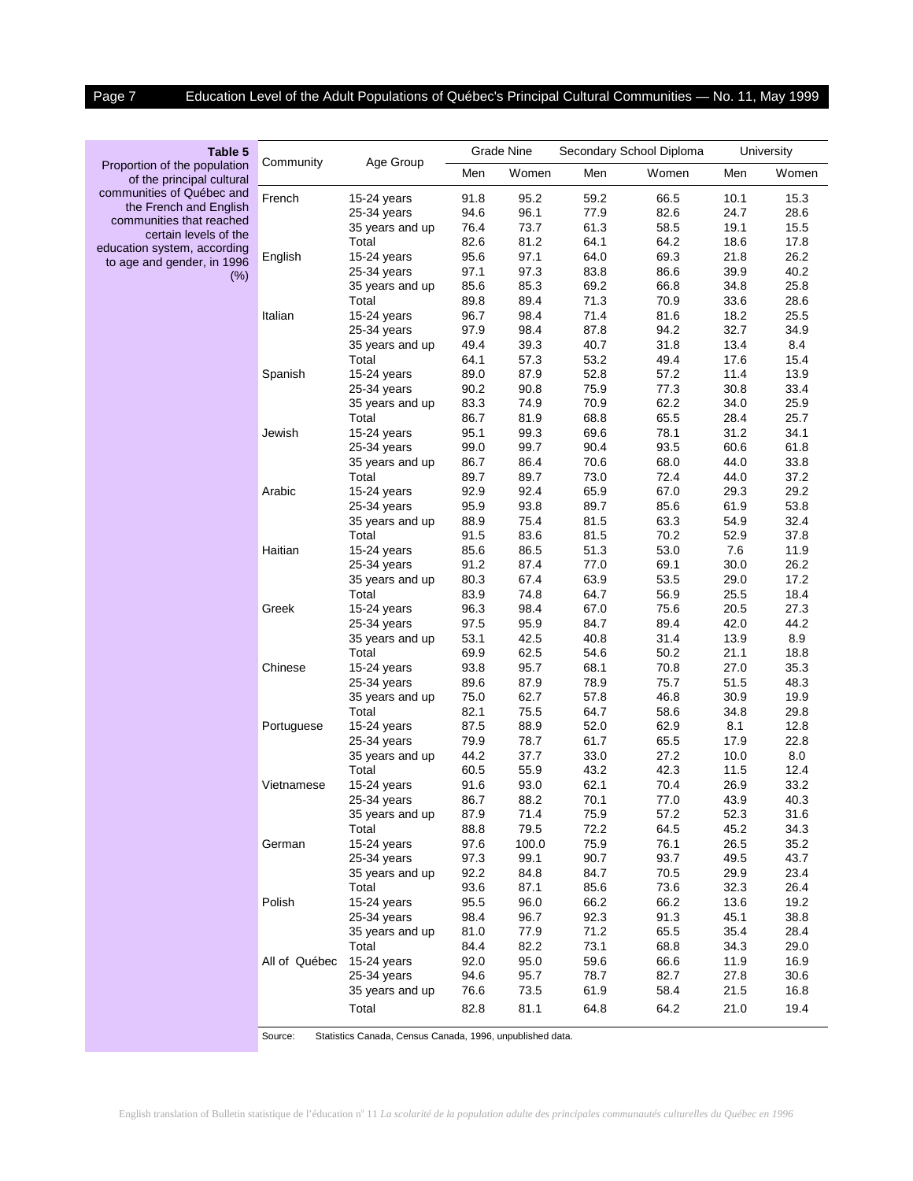**Table 5**
Proportion of the population of the principal cultural communities of Québec and the French and English communities that reached certain levels of the education system, according to age and gender, in 1996 (%)

| Community | Age Group | Grade Nine | | Secondary School Diploma | | University | |
|---|---|---|---|---|---|---|---|
| | | Men | Women | Men | Women | Men | Women |
| French | 15-24 years | 91.8 | 95.2 | 59.2 | 66.5 | 10.1 | 15.3 |
| | 25-34 years | 94.6 | 96.1 | 77.9 | 82.6 | 24.7 | 28.6 |
| | 35 years and up | 76.4 | 73.7 | 61.3 | 58.5 | 19.1 | 15.5 |
| | Total | 82.6 | 81.2 | 64.1 | 64.2 | 18.6 | 17.8 |
| English | 15-24 years | 95.6 | 97.1 | 64.0 | 69.3 | 21.8 | 26.2 |
| | 25-34 years | 97.1 | 97.3 | 83.8 | 86.6 | 39.9 | 40.2 |
| | 35 years and up | 85.6 | 85.3 | 69.2 | 66.8 | 34.8 | 25.8 |
| | Total | 89.8 | 89.4 | 71.3 | 70.9 | 33.6 | 28.6 |
| Italian | 15-24 years | 96.7 | 98.4 | 71.4 | 81.6 | 18.2 | 25.5 |
| | 25-34 years | 97.9 | 98.4 | 87.8 | 94.2 | 32.7 | 34.9 |
| | 35 years and up | 49.4 | 39.3 | 40.7 | 31.8 | 13.4 | 8.4 |
| | Total | 64.1 | 57.3 | 53.2 | 49.4 | 17.6 | 15.4 |
| Spanish | 15-24 years | 89.0 | 87.9 | 52.8 | 57.2 | 11.4 | 13.9 |
| | 25-34 years | 90.2 | 90.8 | 75.9 | 77.3 | 30.8 | 33.4 |
| | 35 years and up | 83.3 | 74.9 | 70.9 | 62.2 | 34.0 | 25.9 |
| | Total | 86.7 | 81.9 | 68.8 | 65.5 | 28.4 | 25.7 |
| Jewish | 15-24 years | 95.1 | 99.3 | 69.6 | 78.1 | 31.2 | 34.1 |
| | 25-34 years | 99.0 | 99.7 | 90.4 | 93.5 | 60.6 | 61.8 |
| | 35 years and up | 86.7 | 86.4 | 70.6 | 68.0 | 44.0 | 33.8 |
| | Total | 89.7 | 89.7 | 73.0 | 72.4 | 44.0 | 37.2 |
| Arabic | 15-24 years | 92.9 | 92.4 | 65.9 | 67.0 | 29.3 | 29.2 |
| | 25-34 years | 95.9 | 93.8 | 89.7 | 85.6 | 61.9 | 53.8 |
| | 35 years and up | 88.9 | 75.4 | 81.5 | 63.3 | 54.9 | 32.4 |
| | Total | 91.5 | 83.6 | 81.5 | 70.2 | 52.9 | 37.8 |
| Haitian | 15-24 years | 85.6 | 86.5 | 51.3 | 53.0 | 7.6 | 11.9 |
| | 25-34 years | 91.2 | 87.4 | 77.0 | 69.1 | 30.0 | 26.2 |
| | 35 years and up | 80.3 | 67.4 | 63.9 | 53.5 | 29.0 | 17.2 |
| | Total | 83.9 | 74.8 | 64.7 | 56.9 | 25.5 | 18.4 |
| Greek | 15-24 years | 96.3 | 98.4 | 67.0 | 75.6 | 20.5 | 27.3 |
| | 25-34 years | 97.5 | 95.9 | 84.7 | 89.4 | 42.0 | 44.2 |
| | 35 years and up | 53.1 | 42.5 | 40.8 | 31.4 | 13.9 | 8.9 |
| | Total | 69.9 | 62.5 | 54.6 | 50.2 | 21.1 | 18.8 |
| Chinese | 15-24 years | 93.8 | 95.7 | 68.1 | 70.8 | 27.0 | 35.3 |
| | 25-34 years | 89.6 | 87.9 | 78.9 | 75.7 | 51.5 | 48.3 |
| | 35 years and up | 75.0 | 62.7 | 57.8 | 46.8 | 30.9 | 19.9 |
| | Total | 82.1 | 75.5 | 64.7 | 58.6 | 34.8 | 29.8 |
| Portuguese | 15-24 years | 87.5 | 88.9 | 52.0 | 62.9 | 8.1 | 12.8 |
| | 25-34 years | 79.9 | 78.7 | 61.7 | 65.5 | 17.9 | 22.8 |
| | 35 years and up | 44.2 | 37.7 | 33.0 | 27.2 | 10.0 | 8.0 |
| | Total | 60.5 | 55.9 | 43.2 | 42.3 | 11.5 | 12.4 |
| Vietnamese | 15-24 years | 91.6 | 93.0 | 62.1 | 70.4 | 26.9 | 33.2 |
| | 25-34 years | 86.7 | 88.2 | 70.1 | 77.0 | 43.9 | 40.3 |
| | 35 years and up | 87.9 | 71.4 | 75.9 | 57.2 | 52.3 | 31.6 |
| | Total | 88.8 | 79.5 | 72.2 | 64.5 | 45.2 | 34.3 |
| German | 15-24 years | 97.6 | 100.0 | 75.9 | 76.1 | 26.5 | 35.2 |
| | 25-34 years | 97.3 | 99.1 | 90.7 | 93.7 | 49.5 | 43.7 |
| | 35 years and up | 92.2 | 84.8 | 84.7 | 70.5 | 29.9 | 23.4 |
| | Total | 93.6 | 87.1 | 85.6 | 73.6 | 32.3 | 26.4 |
| Polish | 15-24 years | 95.5 | 96.0 | 66.2 | 66.2 | 13.6 | 19.2 |
| | 25-34 years | 98.4 | 96.7 | 92.3 | 91.3 | 45.1 | 38.8 |
| | 35 years and up | 81.0 | 77.9 | 71.2 | 65.5 | 35.4 | 28.4 |
| | Total | 84.4 | 82.2 | 73.1 | 68.8 | 34.3 | 29.0 |
| All of Québec | 15-24 years | 92.0 | 95.0 | 59.6 | 66.6 | 11.9 | 16.9 |
| | 25-34 years | 94.6 | 95.7 | 78.7 | 82.7 | 27.8 | 30.6 |
| | 35 years and up | 76.6 | 73.5 | 61.9 | 58.4 | 21.5 | 16.8 |
| | Total | 82.8 | 81.1 | 64.8 | 64.2 | 21.0 | 19.4 |

Source: Statistics Canada, Census Canada, 1996, unpublished data.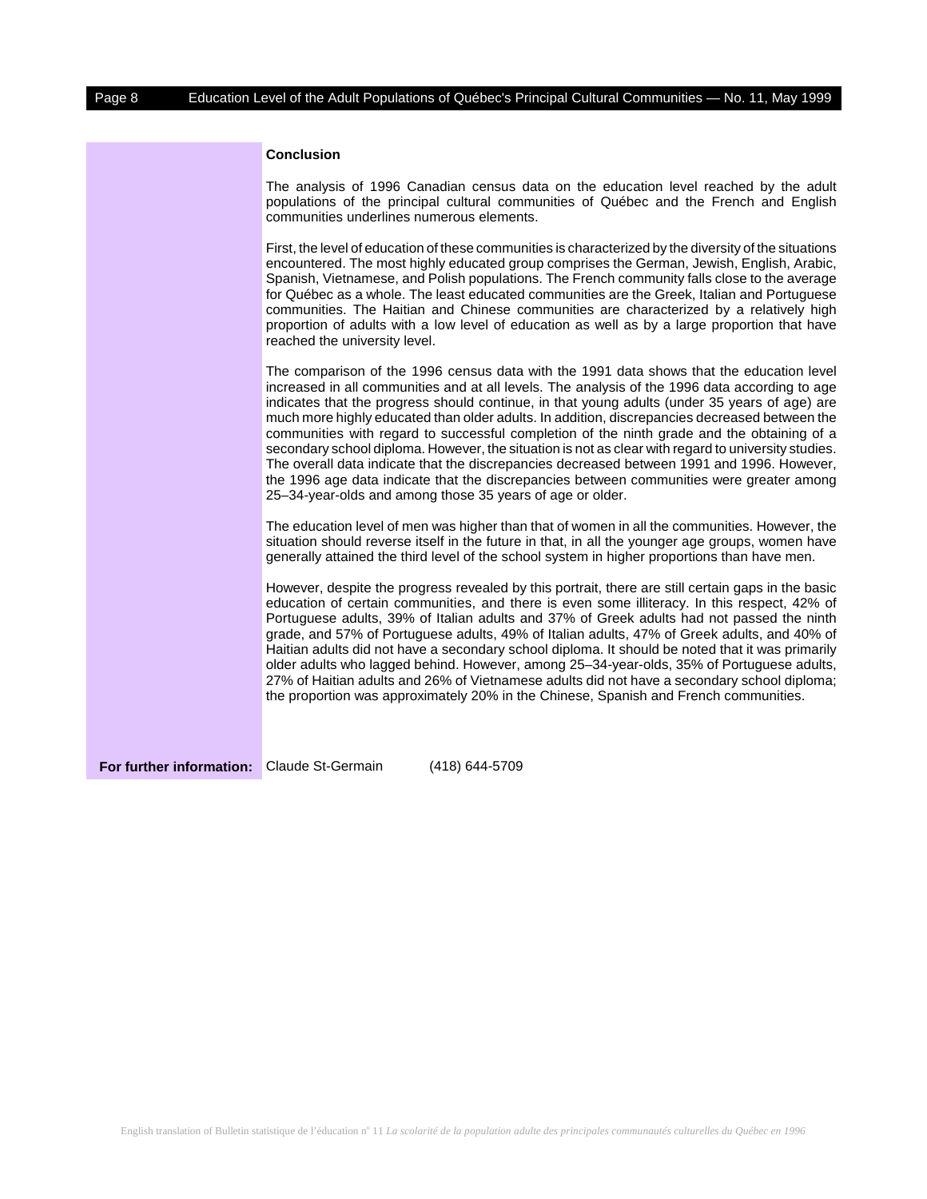## Conclusion

The analysis of 1996 Canadian census data on the education level reached by the adult populations of the principal cultural communities of Québec and the French and English communities underlines numerous elements.

First, the level of education of these communities is characterized by the diversity of the situations encountered. The most highly educated group comprises the German, Jewish, English, Arabic, Spanish, Vietnamese, and Polish populations. The French community falls close to the average for Québec as a whole. The least educated communities are the Greek, Italian and Portuguese communities. The Haitian and Chinese communities are characterized by a relatively high proportion of adults with a low level of education as well as by a large proportion that have reached the university level.

The comparison of the 1996 census data with the 1991 data shows that the education level increased in all communities and at all levels. The analysis of the 1996 data according to age indicates that the progress should continue, in that young adults (under 35 years of age) are much more highly educated than older adults. In addition, discrepancies decreased between the communities with regard to successful completion of the ninth grade and the obtaining of a secondary school diploma. However, the situation is not as clear with regard to university studies. The overall data indicate that the discrepancies decreased between 1991 and 1996. However, the 1996 age data indicate that the discrepancies between communities were greater among 25–34-year-olds and among those 35 years of age or older.

The education level of men was higher than that of women in all the communities. However, the situation should reverse itself in the future in that, in all the younger age groups, women have generally attained the third level of the school system in higher proportions than have men.

However, despite the progress revealed by this portrait, there are still certain gaps in the basic education of certain communities, and there is even some illiteracy. In this respect, 42% of Portuguese adults, 39% of Italian adults and 37% of Greek adults had not passed the ninth grade, and 57% of Portuguese adults, 49% of Italian adults, 47% of Greek adults, and 40% of Haitian adults did not have a secondary school diploma. It should be noted that it was primarily older adults who lagged behind. However, among 25–34-year-olds, 35% of Portuguese adults, 27% of Haitian adults and 26% of Vietnamese adults did not have a secondary school diploma; the proportion was approximately 20% in the Chinese, Spanish and French communities.

**For further information:** Claude St-Germain (418) 644-5709

English translation of Bulletin statistique de l'éducation n° 11 *La scolarité de la population adulte des principales communautés culturelles du Québec en 1996*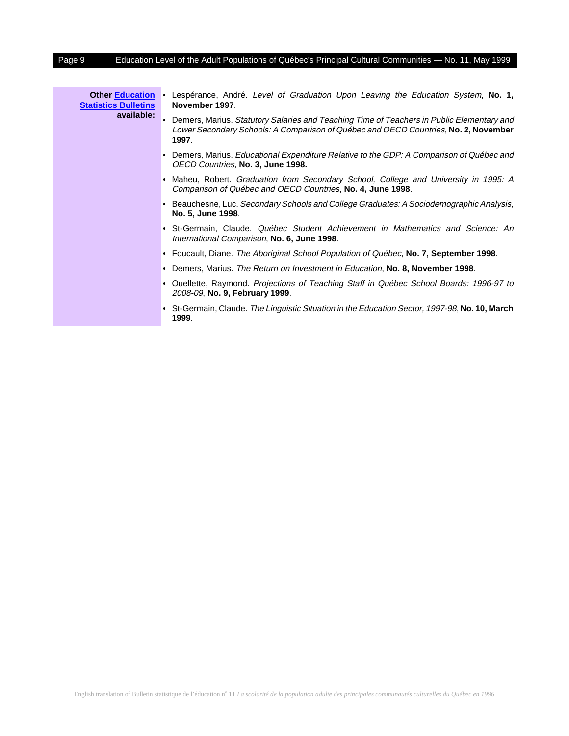**Other Education Statistics Bulletins available:**

- Lespérance, André. *Level of Graduation Upon Leaving the Education System*, **No. 1, November 1997**.
- Demers, Marius. *Statutory Salaries and Teaching Time of Teachers in Public Elementary and Lower Secondary Schools: A Comparison of Québec and OECD Countries*, **No. 2, November 1997**.
- Demers, Marius. *Educational Expenditure Relative to the GDP: A Comparison of Québec and OECD Countries,* **No. 3, June 1998.**
- Maheu, Robert. *Graduation from Secondary School, College and University in 1995: A Comparison of Québec and OECD Countries*, **No. 4, June 1998**.
- Beauchesne, Luc. *Secondary Schools and College Graduates: A Sociodemographic Analysis,* **No. 5, June 1998**.
- St-Germain, Claude. *Québec Student Achievement in Mathematics and Science: An International Comparison*, **No. 6, June 1998**.
- Foucault, Diane. *The Aboriginal School Population of Québec*, **No. 7, September 1998**.
- Demers, Marius. *The Return on Investment in Education*, **No. 8, November 1998**.
- Ouellette, Raymond. *Projections of Teaching Staff in Québec School Boards: 1996-97 to 2008-09*, **No. 9, February 1999**.
- St-Germain, Claude. *The Linguistic Situation in the Education Sector, 1997-98*, **No. 10, March 1999**.

English translation of Bulletin statistique de l'éducation n° 11 *La scolarité de la population adulte des principales communautés culturelles du Québec en 1996*